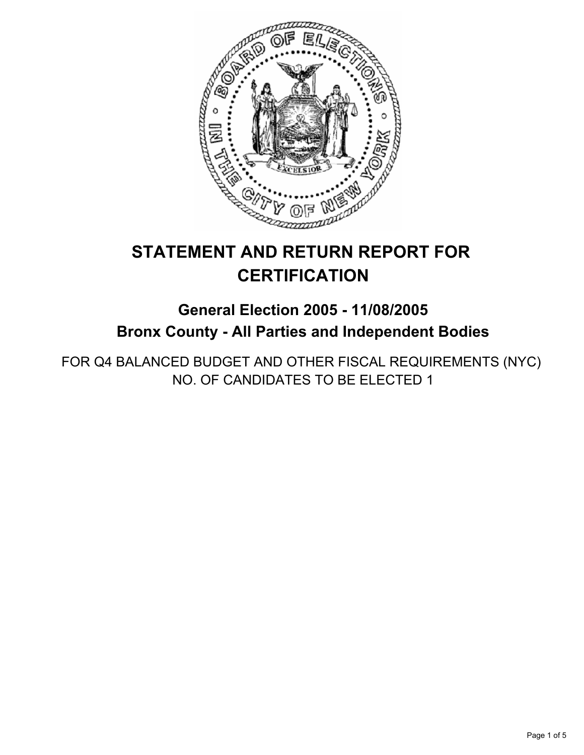# STATEMENT AND RETURN REPORT FOR CERTIFICATION

## General Election 2005 - 11/08/2005
## Bronx County - All Parties and Independent Bodies

FOR Q4 BALANCED BUDGET AND OTHER FISCAL REQUIREMENTS (NYC)
NO. OF CANDIDATES TO BE ELECTED 1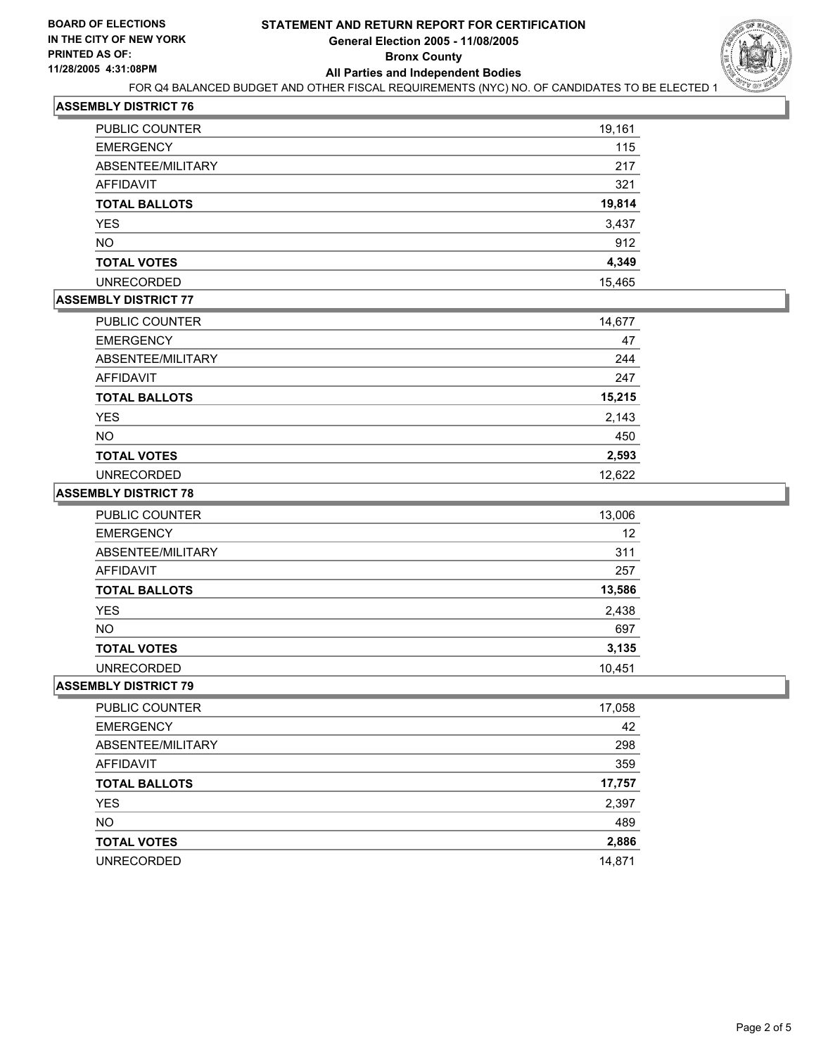**BOARD OF ELECTIONS IN THE CITY OF NEW YORK**
**PRINTED AS OF: 11/28/2005 4:31:08PM**

# STATEMENT AND RETURN REPORT FOR CERTIFICATION
## General Election 2005 - 11/08/2005
## Bronx County
## All Parties and Independent Bodies

FOR Q4 BALANCED BUDGET AND OTHER FISCAL REQUIREMENTS (NYC) NO. OF CANDIDATES TO BE ELECTED 1

### ASSEMBLY DISTRICT 76

| | |
|---|---|
| PUBLIC COUNTER | 19,161 |
| EMERGENCY | 115 |
| ABSENTEE/MILITARY | 217 |
| AFFIDAVIT | 321 |
| **TOTAL BALLOTS** | **19,814** |
| YES | 3,437 |
| NO | 912 |
| **TOTAL VOTES** | **4,349** |
| UNRECORDED | 15,465 |

### ASSEMBLY DISTRICT 77

| | |
|---|---|
| PUBLIC COUNTER | 14,677 |
| EMERGENCY | 47 |
| ABSENTEE/MILITARY | 244 |
| AFFIDAVIT | 247 |
| **TOTAL BALLOTS** | **15,215** |
| YES | 2,143 |
| NO | 450 |
| **TOTAL VOTES** | **2,593** |
| UNRECORDED | 12,622 |

### ASSEMBLY DISTRICT 78

| | |
|---|---|
| PUBLIC COUNTER | 13,006 |
| EMERGENCY | 12 |
| ABSENTEE/MILITARY | 311 |
| AFFIDAVIT | 257 |
| **TOTAL BALLOTS** | **13,586** |
| YES | 2,438 |
| NO | 697 |
| **TOTAL VOTES** | **3,135** |
| UNRECORDED | 10,451 |

### ASSEMBLY DISTRICT 79

| | |
|---|---|
| PUBLIC COUNTER | 17,058 |
| EMERGENCY | 42 |
| ABSENTEE/MILITARY | 298 |
| AFFIDAVIT | 359 |
| **TOTAL BALLOTS** | **17,757** |
| YES | 2,397 |
| NO | 489 |
| **TOTAL VOTES** | **2,886** |
| UNRECORDED | 14,871 |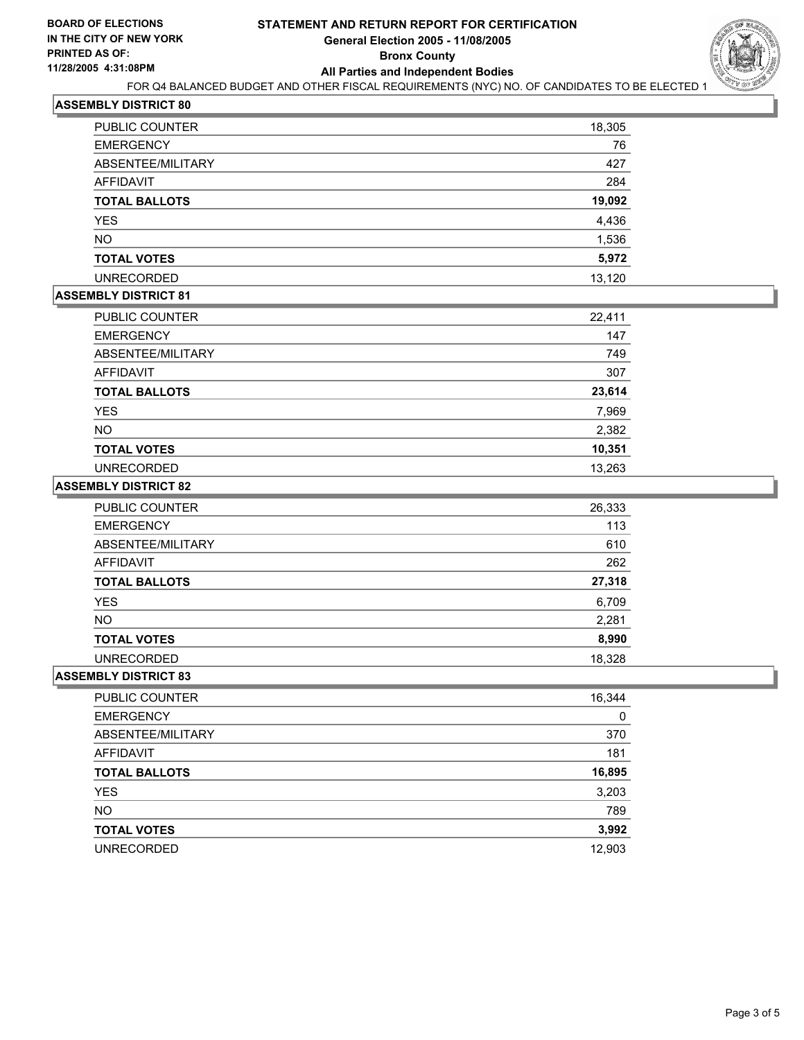**BOARD OF ELECTIONS IN THE CITY OF NEW YORK**
**PRINTED AS OF: 11/28/2005 4:31:08PM**

# STATEMENT AND RETURN REPORT FOR CERTIFICATION
## General Election 2005 - 11/08/2005
## Bronx County
## All Parties and Independent Bodies

FOR Q4 BALANCED BUDGET AND OTHER FISCAL REQUIREMENTS (NYC) NO. OF CANDIDATES TO BE ELECTED 1

### ASSEMBLY DISTRICT 80

| | |
|---|---|
| PUBLIC COUNTER | 18,305 |
| EMERGENCY | 76 |
| ABSENTEE/MILITARY | 427 |
| AFFIDAVIT | 284 |
| **TOTAL BALLOTS** | **19,092** |
| YES | 4,436 |
| NO | 1,536 |
| **TOTAL VOTES** | **5,972** |
| UNRECORDED | 13,120 |

### ASSEMBLY DISTRICT 81

| | |
|---|---|
| PUBLIC COUNTER | 22,411 |
| EMERGENCY | 147 |
| ABSENTEE/MILITARY | 749 |
| AFFIDAVIT | 307 |
| **TOTAL BALLOTS** | **23,614** |
| YES | 7,969 |
| NO | 2,382 |
| **TOTAL VOTES** | **10,351** |
| UNRECORDED | 13,263 |

### ASSEMBLY DISTRICT 82

| | |
|---|---|
| PUBLIC COUNTER | 26,333 |
| EMERGENCY | 113 |
| ABSENTEE/MILITARY | 610 |
| AFFIDAVIT | 262 |
| **TOTAL BALLOTS** | **27,318** |
| YES | 6,709 |
| NO | 2,281 |
| **TOTAL VOTES** | **8,990** |
| UNRECORDED | 18,328 |

### ASSEMBLY DISTRICT 83

| | |
|---|---|
| PUBLIC COUNTER | 16,344 |
| EMERGENCY | 0 |
| ABSENTEE/MILITARY | 370 |
| AFFIDAVIT | 181 |
| **TOTAL BALLOTS** | **16,895** |
| YES | 3,203 |
| NO | 789 |
| **TOTAL VOTES** | **3,992** |
| UNRECORDED | 12,903 |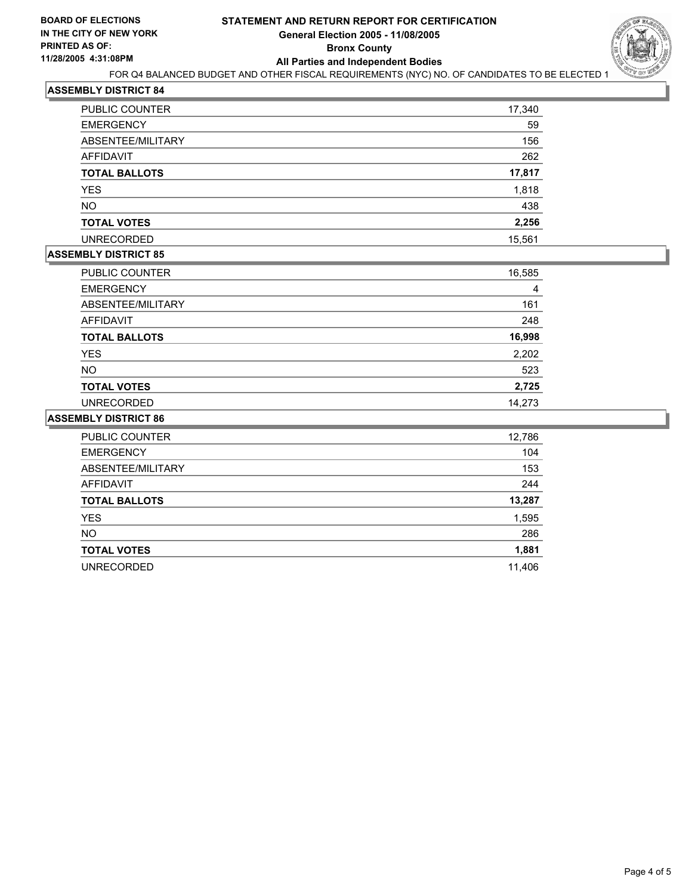**BOARD OF ELECTIONS IN THE CITY OF NEW YORK**
**PRINTED AS OF: 11/28/2005 4:31:08PM**

# STATEMENT AND RETURN REPORT FOR CERTIFICATION
## General Election 2005 - 11/08/2005
## Bronx County
## All Parties and Independent Bodies

FOR Q4 BALANCED BUDGET AND OTHER FISCAL REQUIREMENTS (NYC) NO. OF CANDIDATES TO BE ELECTED 1

### ASSEMBLY DISTRICT 84

| | |
|---|---|
| PUBLIC COUNTER | 17,340 |
| EMERGENCY | 59 |
| ABSENTEE/MILITARY | 156 |
| AFFIDAVIT | 262 |
| **TOTAL BALLOTS** | **17,817** |
| YES | 1,818 |
| NO | 438 |
| **TOTAL VOTES** | **2,256** |
| UNRECORDED | 15,561 |

### ASSEMBLY DISTRICT 85

| | |
|---|---|
| PUBLIC COUNTER | 16,585 |
| EMERGENCY | 4 |
| ABSENTEE/MILITARY | 161 |
| AFFIDAVIT | 248 |
| **TOTAL BALLOTS** | **16,998** |
| YES | 2,202 |
| NO | 523 |
| **TOTAL VOTES** | **2,725** |
| UNRECORDED | 14,273 |

### ASSEMBLY DISTRICT 86

| | |
|---|---|
| PUBLIC COUNTER | 12,786 |
| EMERGENCY | 104 |
| ABSENTEE/MILITARY | 153 |
| AFFIDAVIT | 244 |
| **TOTAL BALLOTS** | **13,287** |
| YES | 1,595 |
| NO | 286 |
| **TOTAL VOTES** | **1,881** |
| UNRECORDED | 11,406 |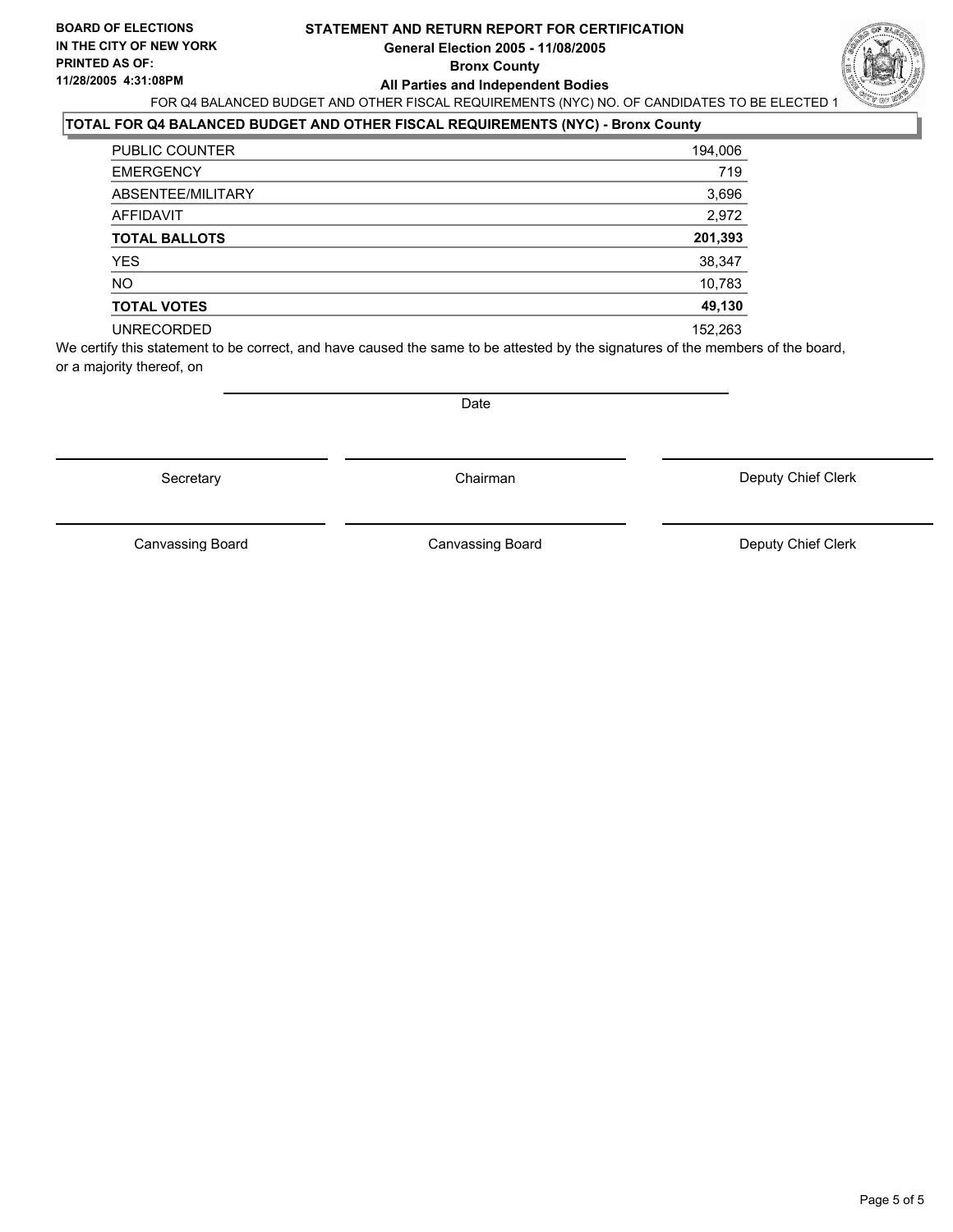**BOARD OF ELECTIONS IN THE CITY OF NEW YORK**
**PRINTED AS OF:**
**11/28/2005 4:31:08PM**

**STATEMENT AND RETURN REPORT FOR CERTIFICATION**
**General Election 2005 - 11/08/2005**
**Bronx County**
**All Parties and Independent Bodies**

FOR Q4 BALANCED BUDGET AND OTHER FISCAL REQUIREMENTS (NYC) NO. OF CANDIDATES TO BE ELECTED 1

**TOTAL FOR Q4 BALANCED BUDGET AND OTHER FISCAL REQUIREMENTS (NYC) - Bronx County**

| | |
|---|---|
| PUBLIC COUNTER | 194,006 |
| EMERGENCY | 719 |
| ABSENTEE/MILITARY | 3,696 |
| AFFIDAVIT | 2,972 |
| **TOTAL BALLOTS** | **201,393** |
| YES | 38,347 |
| NO | 10,783 |
| **TOTAL VOTES** | **49,130** |
| UNRECORDED | 152,263 |

We certify this statement to be correct, and have caused the same to be attested by the signatures of the members of the board, or a majority thereof, on

Date

Secretary | Chairman | Deputy Chief Clerk

Canvassing Board | Canvassing Board | Deputy Chief Clerk